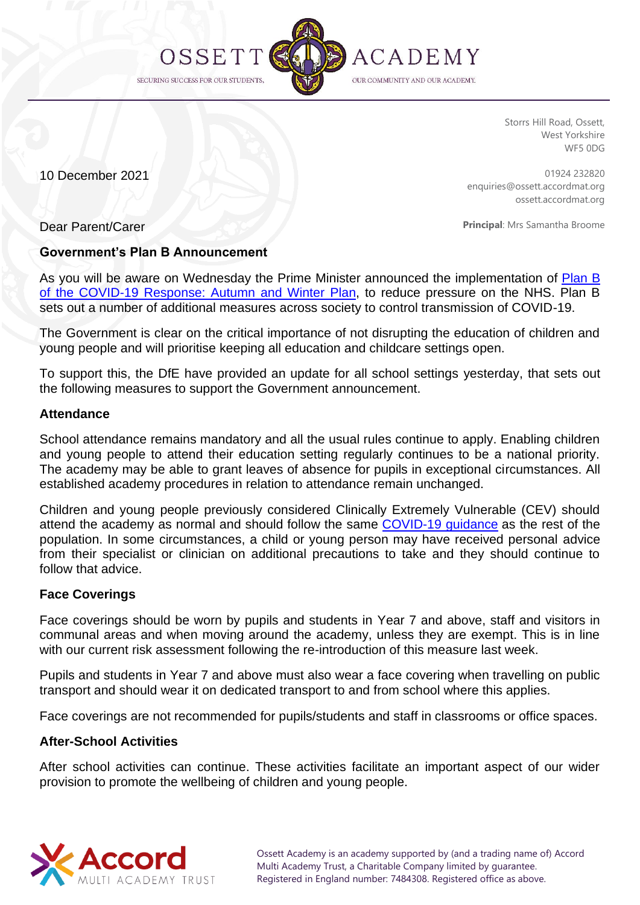OSSETT ACADEMY

SECURING SUCCESS FOR OUR STUDENTS. OUR COMMUNITY AND OUR ACADEMY.

Storrs Hill Road, Ossett,
West Yorkshire
WF5 0DG

01924 232820
enquiries@ossett.accordmat.org
ossett.accordmat.org

**Principal**: Mrs Samantha Broome

10 December 2021

Dear Parent/Carer

**Government's Plan B Announcement**

As you will be aware on Wednesday the Prime Minister announced the implementation of [Plan B of the COVID-19 Response: Autumn and Winter Plan](), to reduce pressure on the NHS. Plan B sets out a number of additional measures across society to control transmission of COVID-19.

The Government is clear on the critical importance of not disrupting the education of children and young people and will prioritise keeping all education and childcare settings open.

To support this, the DfE have provided an update for all school settings yesterday, that sets out the following measures to support the Government announcement.

**Attendance**

School attendance remains mandatory and all the usual rules continue to apply. Enabling children and young people to attend their education setting regularly continues to be a national priority. The academy may be able to grant leaves of absence for pupils in exceptional circumstances. All established academy procedures in relation to attendance remain unchanged.

Children and young people previously considered Clinically Extremely Vulnerable (CEV) should attend the academy as normal and should follow the same [COVID-19 guidance]() as the rest of the population. In some circumstances, a child or young person may have received personal advice from their specialist or clinician on additional precautions to take and they should continue to follow that advice.

**Face Coverings**

Face coverings should be worn by pupils and students in Year 7 and above, staff and visitors in communal areas and when moving around the academy, unless they are exempt. This is in line with our current risk assessment following the re-introduction of this measure last week.

Pupils and students in Year 7 and above must also wear a face covering when travelling on public transport and should wear it on dedicated transport to and from school where this applies.

Face coverings are not recommended for pupils/students and staff in classrooms or office spaces.

**After-School Activities**

After school activities can continue. These activities facilitate an important aspect of our wider provision to promote the wellbeing of children and young people.

Accord MULTI ACADEMY TRUST

Ossett Academy is an academy supported by (and a trading name of) Accord Multi Academy Trust, a Charitable Company limited by guarantee. Registered in England number: 7484308. Registered office as above.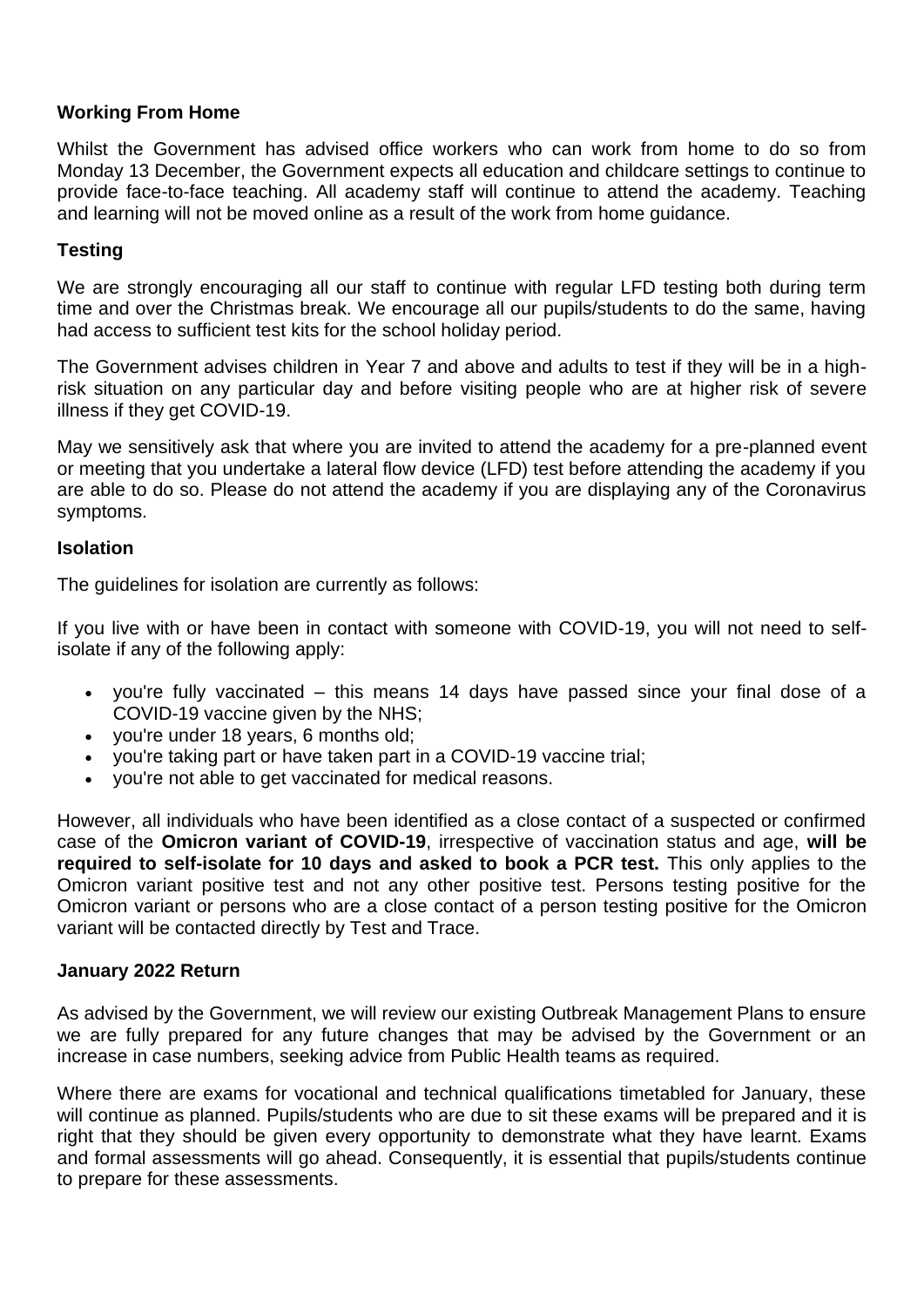**Working From Home**

Whilst the Government has advised office workers who can work from home to do so from Monday 13 December, the Government expects all education and childcare settings to continue to provide face-to-face teaching. All academy staff will continue to attend the academy. Teaching and learning will not be moved online as a result of the work from home guidance.

**Testing**

We are strongly encouraging all our staff to continue with regular LFD testing both during term time and over the Christmas break. We encourage all our pupils/students to do the same, having had access to sufficient test kits for the school holiday period.

The Government advises children in Year 7 and above and adults to test if they will be in a high-risk situation on any particular day and before visiting people who are at higher risk of severe illness if they get COVID-19.

May we sensitively ask that where you are invited to attend the academy for a pre-planned event or meeting that you undertake a lateral flow device (LFD) test before attending the academy if you are able to do so. Please do not attend the academy if you are displaying any of the Coronavirus symptoms.

**Isolation**

The guidelines for isolation are currently as follows:

If you live with or have been in contact with someone with COVID-19, you will not need to self-isolate if any of the following apply:

- you're fully vaccinated – this means 14 days have passed since your final dose of a COVID-19 vaccine given by the NHS;
- you're under 18 years, 6 months old;
- you're taking part or have taken part in a COVID-19 vaccine trial;
- you're not able to get vaccinated for medical reasons.

However, all individuals who have been identified as a close contact of a suspected or confirmed case of the **Omicron variant of COVID-19**, irrespective of vaccination status and age, **will be required to self-isolate for 10 days and asked to book a PCR test.** This only applies to the Omicron variant positive test and not any other positive test. Persons testing positive for the Omicron variant or persons who are a close contact of a person testing positive for the Omicron variant will be contacted directly by Test and Trace.

**January 2022 Return**

As advised by the Government, we will review our existing Outbreak Management Plans to ensure we are fully prepared for any future changes that may be advised by the Government or an increase in case numbers, seeking advice from Public Health teams as required.

Where there are exams for vocational and technical qualifications timetabled for January, these will continue as planned. Pupils/students who are due to sit these exams will be prepared and it is right that they should be given every opportunity to demonstrate what they have learnt. Exams and formal assessments will go ahead. Consequently, it is essential that pupils/students continue to prepare for these assessments.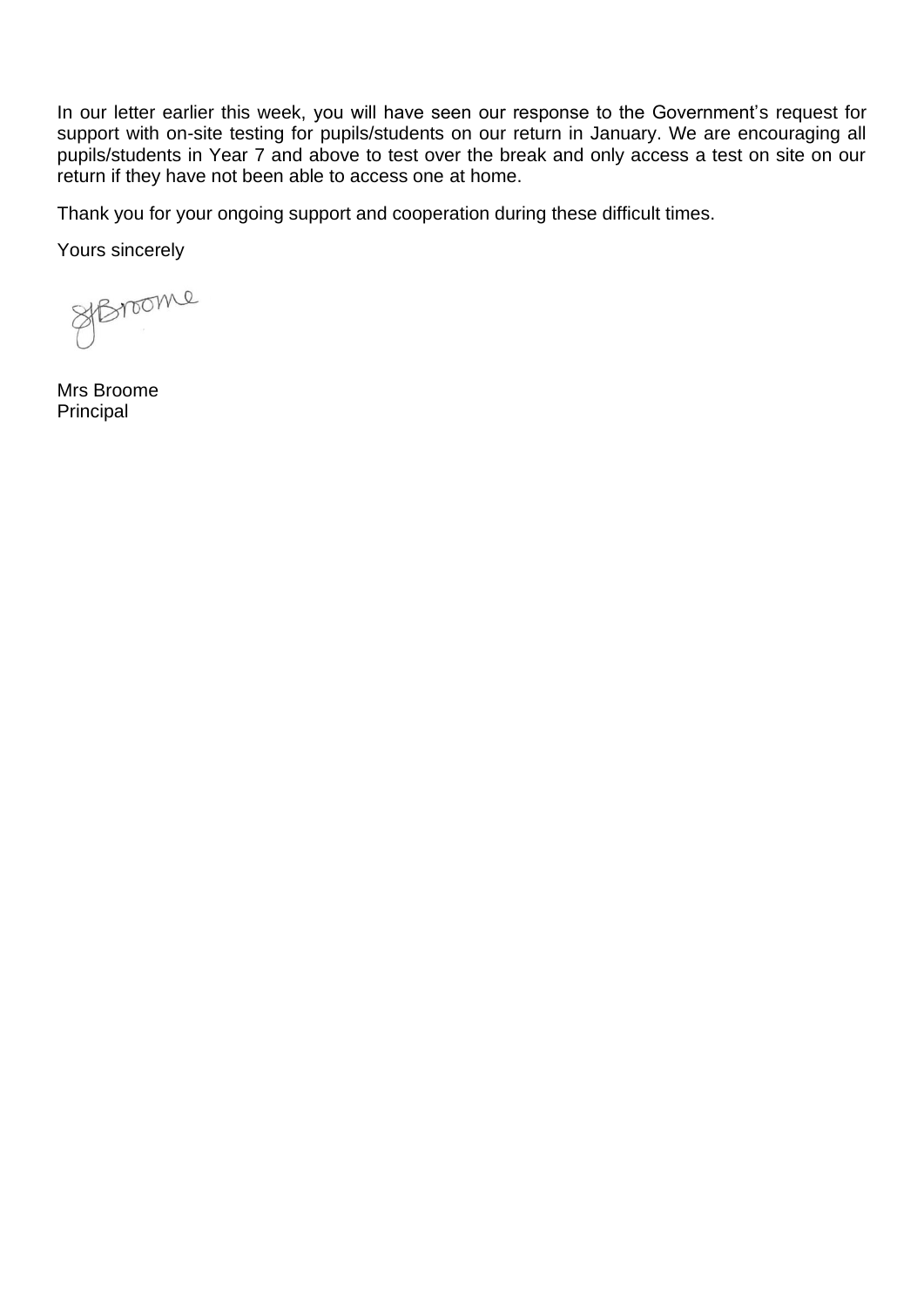In our letter earlier this week, you will have seen our response to the Government's request for support with on-site testing for pupils/students on our return in January. We are encouraging all pupils/students in Year 7 and above to test over the break and only access a test on site on our return if they have not been able to access one at home.

Thank you for your ongoing support and cooperation during these difficult times.

Yours sincerely

SJBroome

Mrs Broome
Principal